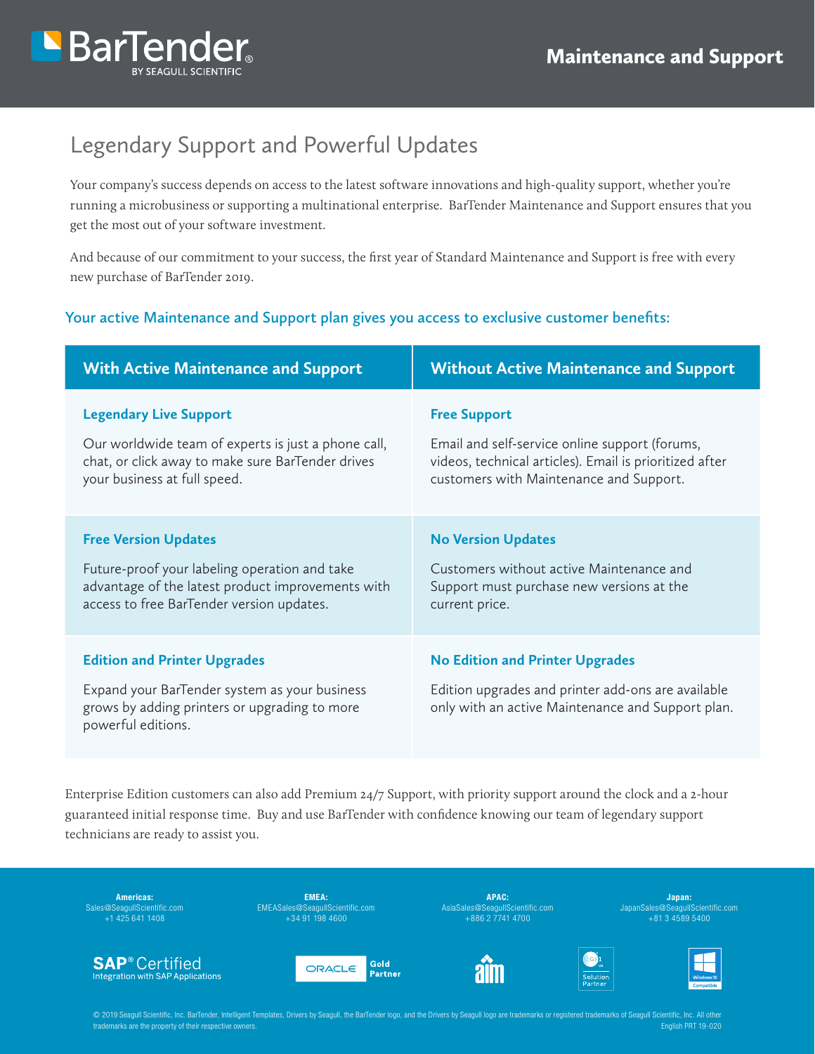# Maintenance and Support

## Legendary Support and Powerful Updates

Your company's success depends on access to the latest software innovations and high-quality support, whether you're running a microbusiness or supporting a multinational enterprise. BarTender Maintenance and Support ensures that you get the most out of your software investment.

And because of our commitment to your success, the first year of Standard Maintenance and Support is free with every new purchase of BarTender 2019.

### Your active Maintenance and Support plan gives you access to exclusive customer benefits:

| With Active Maintenance and Support | Without Active Maintenance and Support |
| --- | --- |
| **Legendary Live Support**<br>Our worldwide team of experts is just a phone call, chat, or click away to make sure BarTender drives your business at full speed. | **Free Support**<br>Email and self-service online support (forums, videos, technical articles). Email is prioritized after customers with Maintenance and Support. |
| **Free Version Updates**<br>Future-proof your labeling operation and take advantage of the latest product improvements with access to free BarTender version updates. | **No Version Updates**<br>Customers without active Maintenance and Support must purchase new versions at the current price. |
| **Edition and Printer Upgrades**<br>Expand your BarTender system as your business grows by adding printers or upgrading to more powerful editions. | **No Edition and Printer Upgrades**<br>Edition upgrades and printer add-ons are available only with an active Maintenance and Support plan. |

Enterprise Edition customers can also add Premium 24/7 Support, with priority support around the clock and a 2-hour guaranteed initial response time. Buy and use BarTender with confidence knowing our team of legendary support technicians are ready to assist you.

**Americas:**
Sales@SeagullScientific.com
+1 425 641 1408

**EMEA:**
EMEASales@SeagullScientific.com
+34 91 198 4600

**APAC:**
AsiaSales@SeagullScientific.com
+886 2 7741 4700

**Japan:**
JapanSales@SeagullScientific.com
+81 3 4589 5400

SAP® Certified Integration with SAP Applications

ORACLE Gold Partner

© 2019 Seagull Scientific, Inc. BarTender, Intelligent Templates, Drivers by Seagull, the BarTender logo, and the Drivers by Seagull logo are trademarks or registered trademarks of Seagull Scientific, Inc. All other trademarks are the property of their respective owners.

English PRT 19-020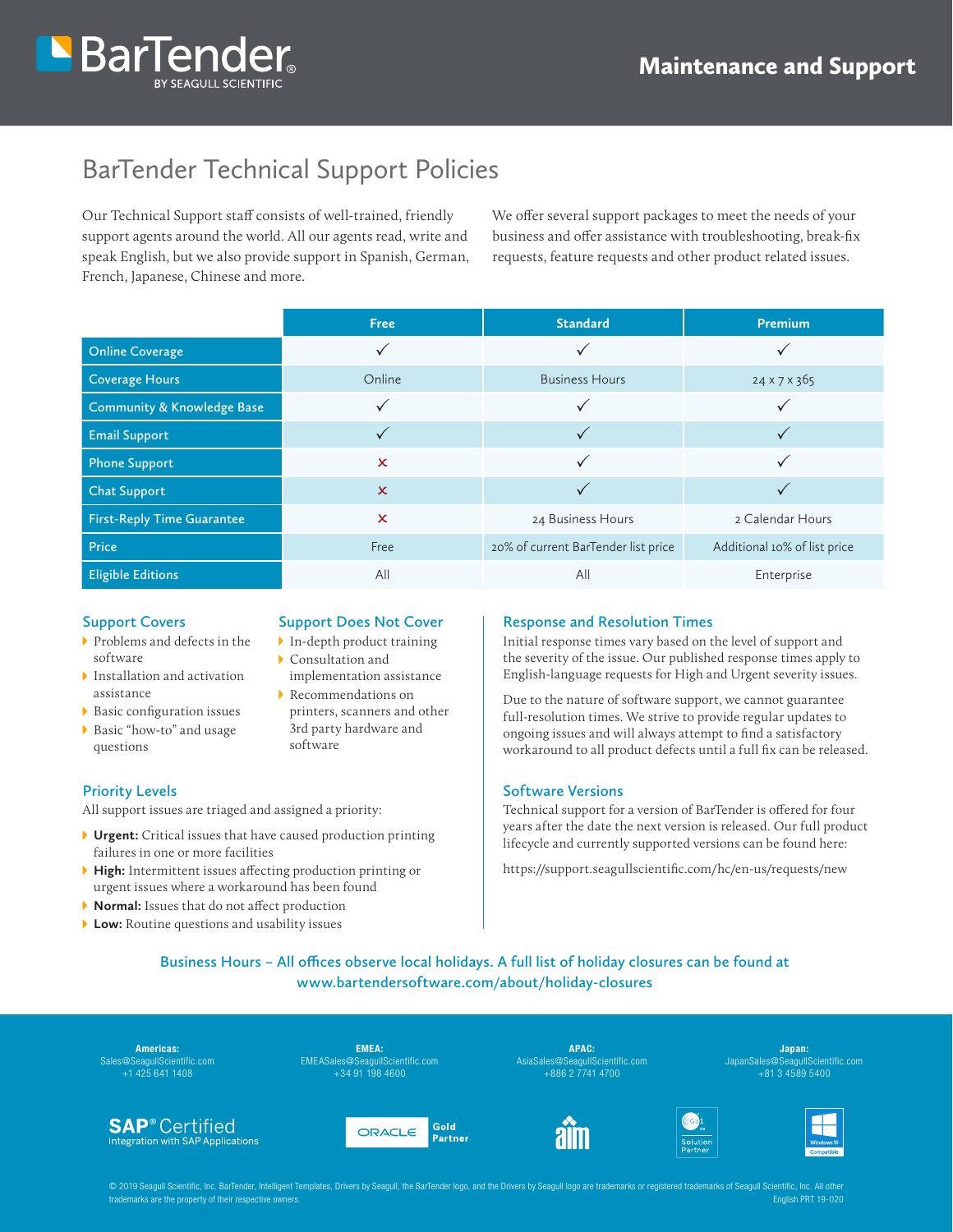# BarTender Technical Support Policies

Our Technical Support staff consists of well-trained, friendly support agents around the world. All our agents read, write and speak English, but we also provide support in Spanish, German, French, Japanese, Chinese and more.

We offer several support packages to meet the needs of your business and offer assistance with troubleshooting, break-fix requests, feature requests and other product related issues.

| | Free | Standard | Premium |
|---|---|---|---|
| Online Coverage | ✓ | ✓ | ✓ |
| Coverage Hours | Online | Business Hours | 24 x 7 x 365 |
| Community & Knowledge Base | ✓ | ✓ | ✓ |
| Email Support | ✓ | ✓ | ✓ |
| Phone Support | ✗ | ✓ | ✓ |
| Chat Support | ✗ | ✓ | ✓ |
| First-Reply Time Guarantee | ✗ | 24 Business Hours | 2 Calendar Hours |
| Price | Free | 20% of current BarTender list price | Additional 10% of list price |
| Eligible Editions | All | All | Enterprise |

## Support Covers

- Problems and defects in the software
- Installation and activation assistance
- Basic configuration issues
- Basic "how-to" and usage questions

## Support Does Not Cover

- In-depth product training
- Consultation and implementation assistance
- Recommendations on printers, scanners and other 3rd party hardware and software

## Priority Levels

All support issues are triaged and assigned a priority:

- **Urgent:** Critical issues that have caused production printing failures in one or more facilities
- **High:** Intermittent issues affecting production printing or urgent issues where a workaround has been found
- **Normal:** Issues that do not affect production
- **Low:** Routine questions and usability issues

## Response and Resolution Times

Initial response times vary based on the level of support and the severity of the issue. Our published response times apply to English-language requests for High and Urgent severity issues.

Due to the nature of software support, we cannot guarantee full-resolution times. We strive to provide regular updates to ongoing issues and will always attempt to find a satisfactory workaround to all product defects until a full fix can be released.

## Software Versions

Technical support for a version of BarTender is offered for four years after the date the next version is released. Our full product lifecycle and currently supported versions can be found here:

https://support.seagullscientific.com/hc/en-us/requests/new

Business Hours – All offices observe local holidays. A full list of holiday closures can be found at www.bartendersoftware.com/about/holiday-closures

**Americas:**
Sales@SeagullScientific.com
+1 425 641 1408

**EMEA:**
EMEASales@SeagullScientific.com
+34 91 198 4600

**APAC:**
AsiaSales@SeagullScientific.com
+886 2 7741 4700

**Japan:**
JapanSales@SeagullScientific.com
+81 3 4589 5400

SAP® Certified
Integration with SAP Applications

ORACLE Gold Partner

© 2019 Seagull Scientific, Inc. BarTender, Intelligent Templates, Drivers by Seagull, the BarTender logo, and the Drivers by Seagull logo are trademarks or registered trademarks of Seagull Scientific, Inc. All other trademarks are the property of their respective owners.

English PRT 19-020